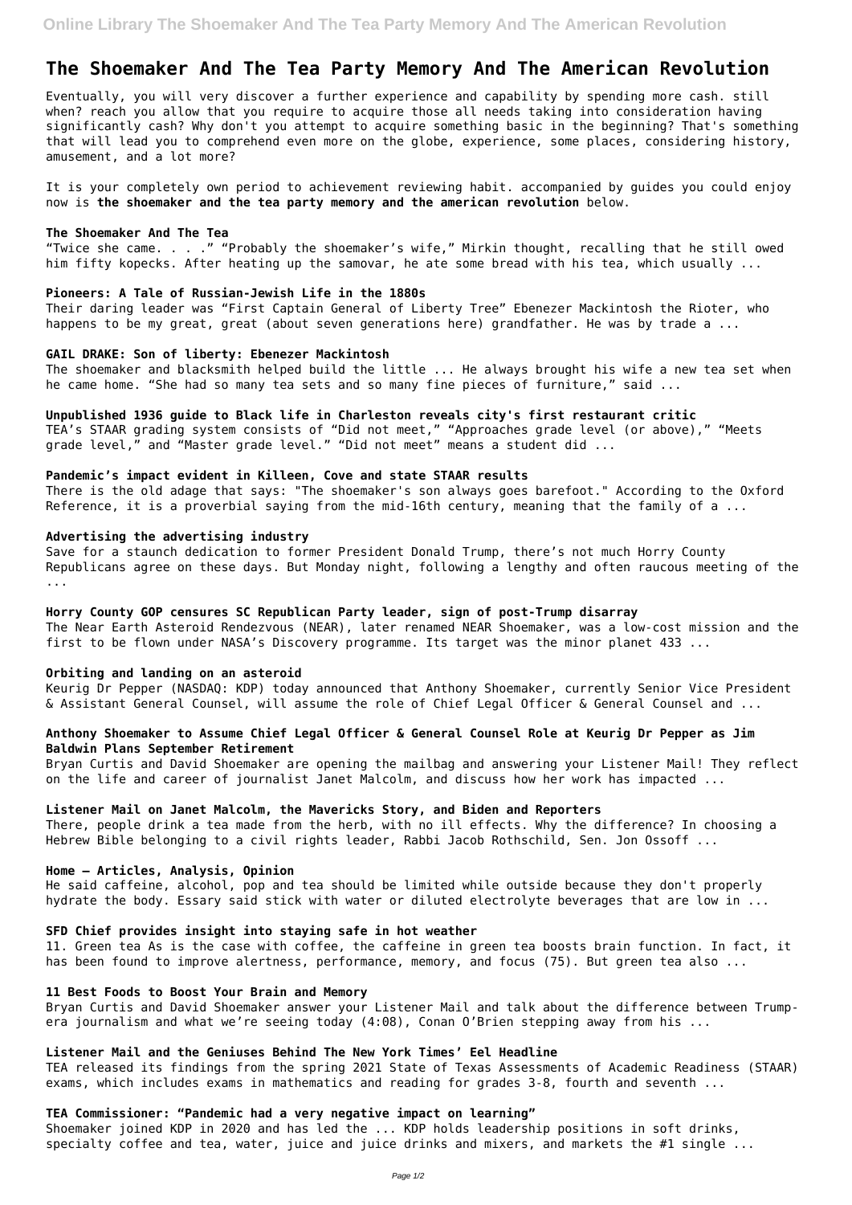# The Shoemaker And The Tea Party Memory And The American Revolution

Eventually, you will very discover a further experience and capability by spending more cash. still when? reach you allow that you require to acquire those all needs taking into consideration having significantly cash? Why don't you attempt to acquire something basic in the beginning? That's something that will lead you to comprehend even more on the globe, experience, some places, considering history, amusement, and a lot more?

It is your completely own period to achievement reviewing habit. accompanied by guides you could enjoy now is **the shoemaker and the tea party memory and the american revolution** below.

### The Shoemaker And The Tea

"Twice she came. . . ." "Probably the shoemaker's wife," Mirkin thought, recalling that he still owed him fifty kopecks. After heating up the samovar, he ate some bread with his tea, which usually ...

### Pioneers: A Tale of Russian-Jewish Life in the 1880s

Their daring leader was "First Captain General of Liberty Tree" Ebenezer Mackintosh the Rioter, who happens to be my great, great (about seven generations here) grandfather. He was by trade a ...

### GAIL DRAKE: Son of liberty: Ebenezer Mackintosh

The shoemaker and blacksmith helped build the little ... He always brought his wife a new tea set when he came home. "She had so many tea sets and so many fine pieces of furniture," said ...

### Unpublished 1936 guide to Black life in Charleston reveals city's first restaurant critic

TEA's STAAR grading system consists of "Did not meet," "Approaches grade level (or above)," "Meets grade level," and "Master grade level." "Did not meet" means a student did ...

### Pandemic's impact evident in Killeen, Cove and state STAAR results

There is the old adage that says: "The shoemaker's son always goes barefoot." According to the Oxford Reference, it is a proverbial saying from the mid-16th century, meaning that the family of a ...

### Advertising the advertising industry

Save for a staunch dedication to former President Donald Trump, there's not much Horry County Republicans agree on these days. But Monday night, following a lengthy and often raucous meeting of the ...

### Horry County GOP censures SC Republican Party leader, sign of post-Trump disarray

The Near Earth Asteroid Rendezvous (NEAR), later renamed NEAR Shoemaker, was a low-cost mission and the first to be flown under NASA's Discovery programme. Its target was the minor planet 433 ...

### Orbiting and landing on an asteroid

Keurig Dr Pepper (NASDAQ: KDP) today announced that Anthony Shoemaker, currently Senior Vice President & Assistant General Counsel, will assume the role of Chief Legal Officer & General Counsel and ...

### Anthony Shoemaker to Assume Chief Legal Officer & General Counsel Role at Keurig Dr Pepper as Jim Baldwin Plans September Retirement

Bryan Curtis and David Shoemaker are opening the mailbag and answering your Listener Mail! They reflect on the life and career of journalist Janet Malcolm, and discuss how her work has impacted ...

### Listener Mail on Janet Malcolm, the Mavericks Story, and Biden and Reporters

There, people drink a tea made from the herb, with no ill effects. Why the difference? In choosing a Hebrew Bible belonging to a civil rights leader, Rabbi Jacob Rothschild, Sen. Jon Ossoff ...

### Home – Articles, Analysis, Opinion

He said caffeine, alcohol, pop and tea should be limited while outside because they don't properly hydrate the body. Essary said stick with water or diluted electrolyte beverages that are low in ...

### SFD Chief provides insight into staying safe in hot weather

11. Green tea As is the case with coffee, the caffeine in green tea boosts brain function. In fact, it has been found to improve alertness, performance, memory, and focus (75). But green tea also ...

### 11 Best Foods to Boost Your Brain and Memory

Bryan Curtis and David Shoemaker answer your Listener Mail and talk about the difference between Trump-era journalism and what we're seeing today (4:08), Conan O'Brien stepping away from his ...

### Listener Mail and the Geniuses Behind The New York Times' Eel Headline

TEA released its findings from the spring 2021 State of Texas Assessments of Academic Readiness (STAAR) exams, which includes exams in mathematics and reading for grades 3-8, fourth and seventh ...

### TEA Commissioner: "Pandemic had a very negative impact on learning"

Shoemaker joined KDP in 2020 and has led the ... KDP holds leadership positions in soft drinks, specialty coffee and tea, water, juice and juice drinks and mixers, and markets the #1 single ...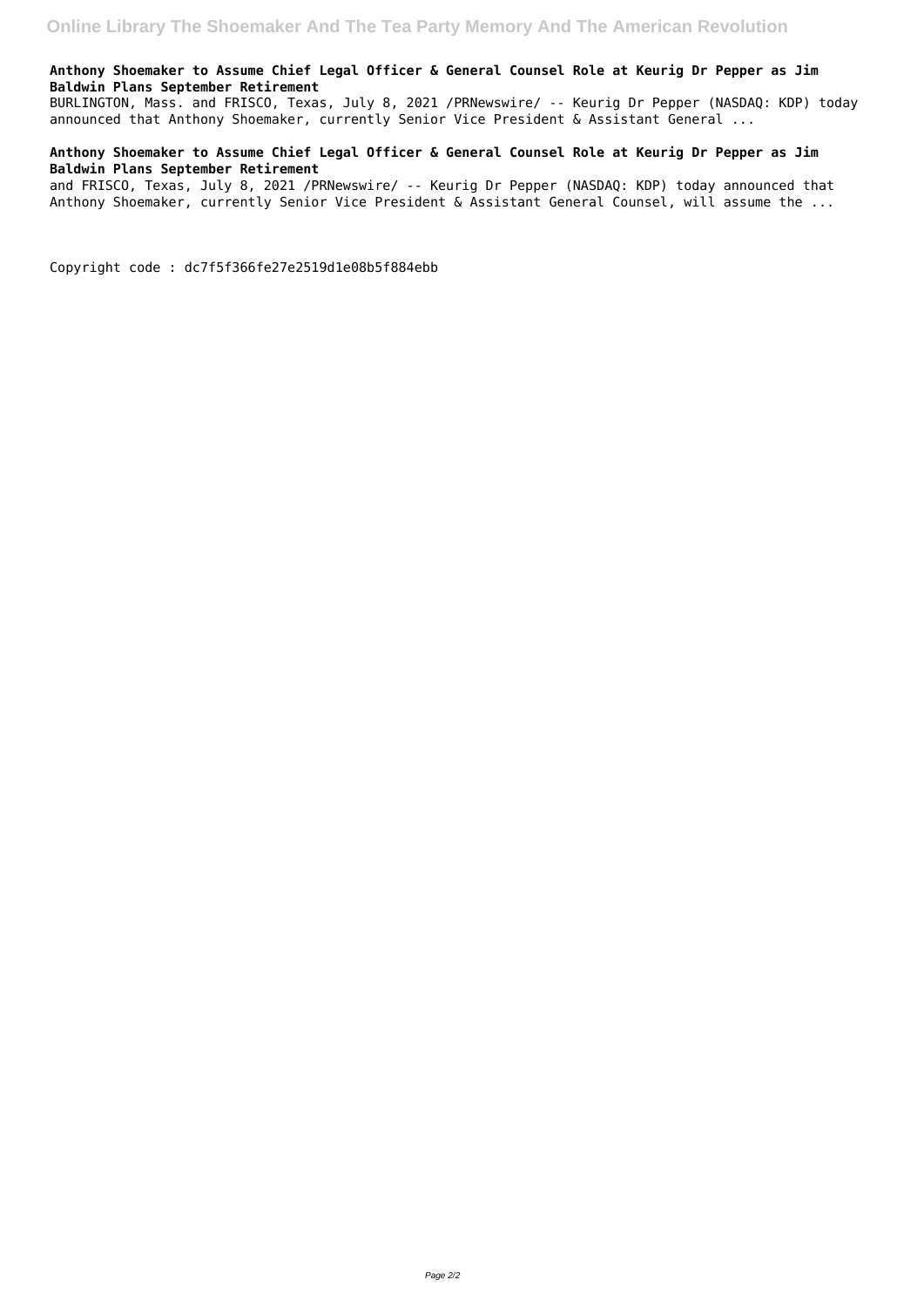**Anthony Shoemaker to Assume Chief Legal Officer & General Counsel Role at Keurig Dr Pepper as Jim Baldwin Plans September Retirement**

BURLINGTON, Mass. and FRISCO, Texas, July 8, 2021 /PRNewswire/ -- Keurig Dr Pepper (NASDAQ: KDP) today announced that Anthony Shoemaker, currently Senior Vice President & Assistant General ...

**Anthony Shoemaker to Assume Chief Legal Officer & General Counsel Role at Keurig Dr Pepper as Jim Baldwin Plans September Retirement**

and FRISCO, Texas, July 8, 2021 /PRNewswire/ -- Keurig Dr Pepper (NASDAQ: KDP) today announced that Anthony Shoemaker, currently Senior Vice President & Assistant General Counsel, will assume the ...

Copyright code : dc7f5f366fe27e2519d1e08b5f884ebb